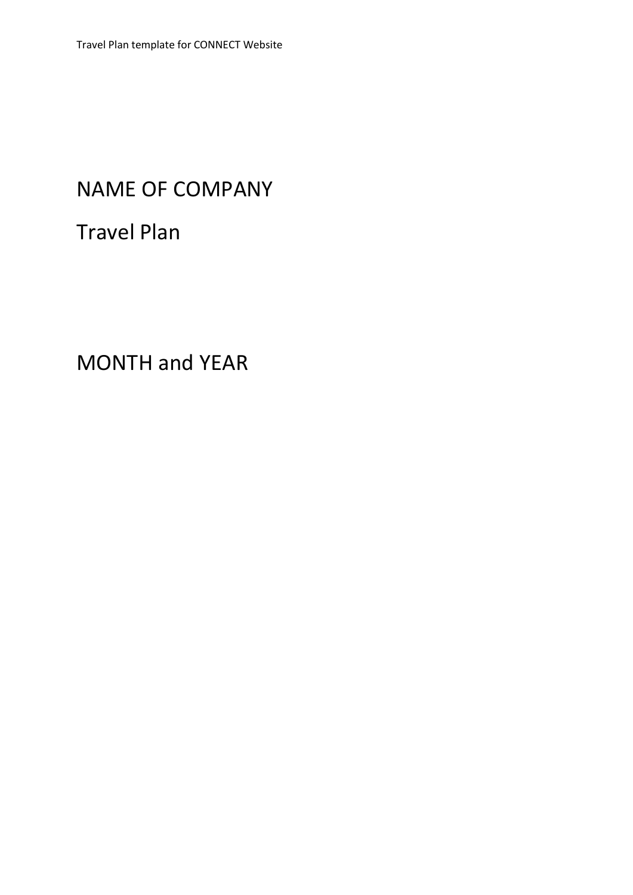# NAME OF COMPANY

# Travel Plan

MONTH and YEAR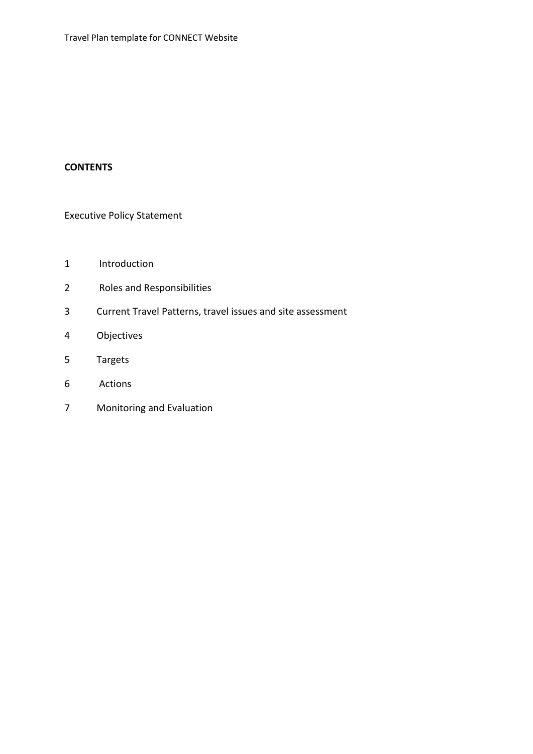**CONTENTS**

Executive Policy Statement

1 Introduction

2 Roles and Responsibilities

3 Current Travel Patterns, travel issues and site assessment

4 Objectives

5 Targets

6 Actions

7 Monitoring and Evaluation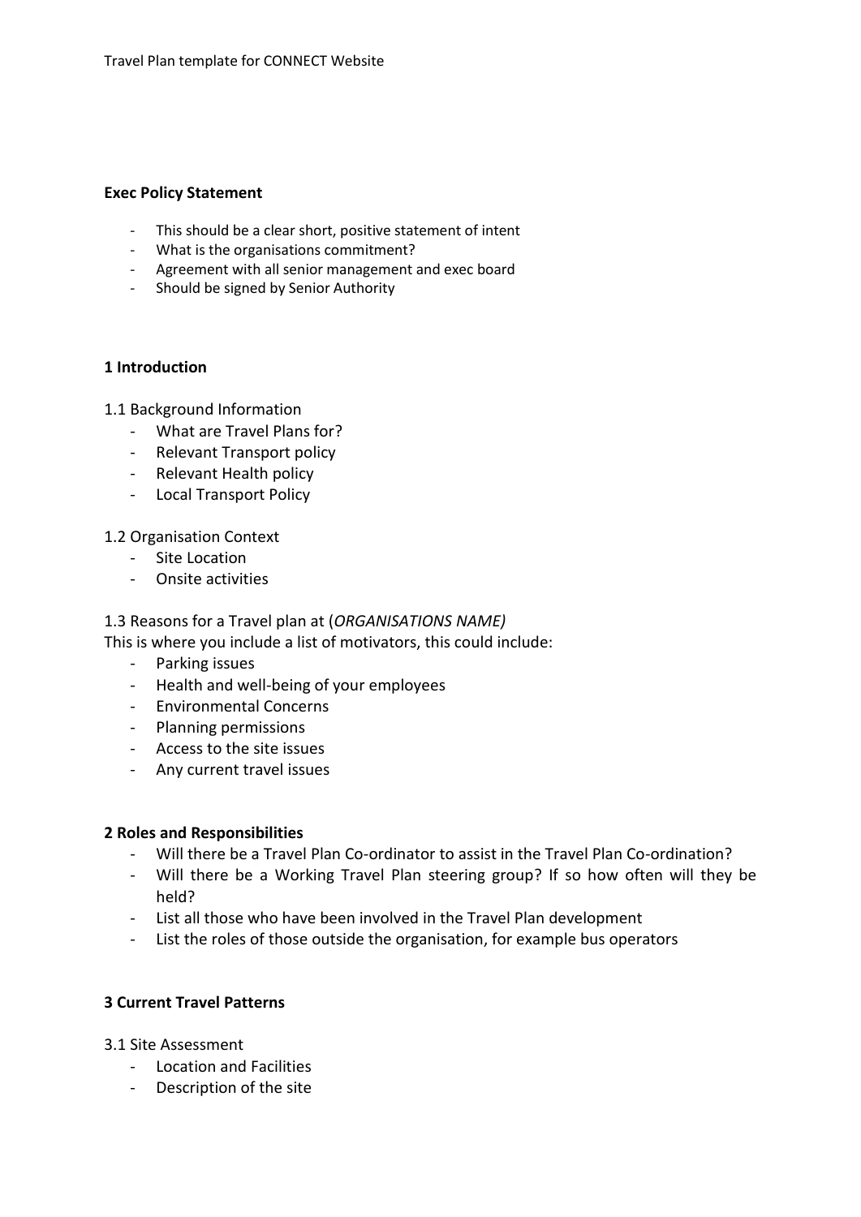**Exec Policy Statement**

- This should be a clear short, positive statement of intent
- What is the organisations commitment?
- Agreement with all senior management and exec board
- Should be signed by Senior Authority

## 1 Introduction

1.1 Background Information

- What are Travel Plans for?
- Relevant Transport policy
- Relevant Health policy
- Local Transport Policy

1.2 Organisation Context

- Site Location
- Onsite activities

1.3 Reasons for a Travel plan at (*ORGANISATIONS NAME)*

This is where you include a list of motivators, this could include:

- Parking issues
- Health and well-being of your employees
- Environmental Concerns
- Planning permissions
- Access to the site issues
- Any current travel issues

## 2 Roles and Responsibilities

- Will there be a Travel Plan Co-ordinator to assist in the Travel Plan Co-ordination?
- Will there be a Working Travel Plan steering group? If so how often will they be held?
- List all those who have been involved in the Travel Plan development
- List the roles of those outside the organisation, for example bus operators

## 3 Current Travel Patterns

3.1 Site Assessment

- Location and Facilities
- Description of the site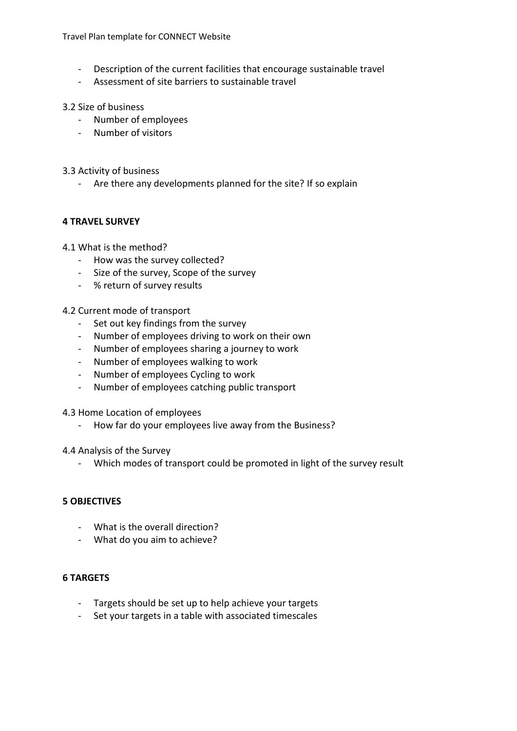- Description of the current facilities that encourage sustainable travel
- Assessment of site barriers to sustainable travel

3.2 Size of business

- Number of employees
- Number of visitors

3.3 Activity of business

- Are there any developments planned for the site? If so explain

## 4 TRAVEL SURVEY

4.1 What is the method?

- How was the survey collected?
- Size of the survey, Scope of the survey
- % return of survey results

4.2 Current mode of transport

- Set out key findings from the survey
- Number of employees driving to work on their own
- Number of employees sharing a journey to work
- Number of employees walking to work
- Number of employees Cycling to work
- Number of employees catching public transport

4.3 Home Location of employees

- How far do your employees live away from the Business?

4.4 Analysis of the Survey

- Which modes of transport could be promoted in light of the survey result

## 5 OBJECTIVES

- What is the overall direction?
- What do you aim to achieve?

## 6 TARGETS

- Targets should be set up to help achieve your targets
- Set your targets in a table with associated timescales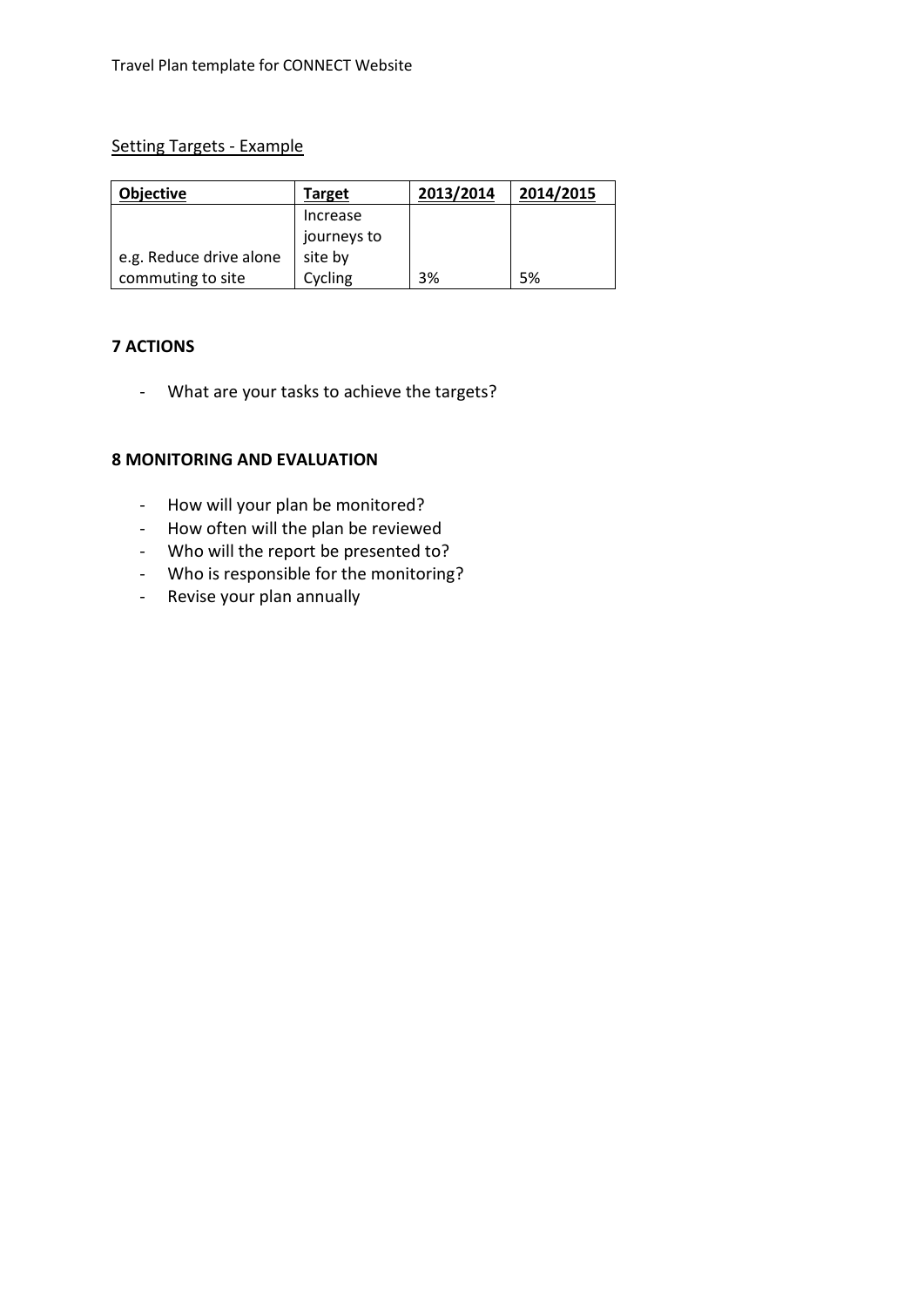Setting Targets - Example

| Objective | Target | 2013/2014 | 2014/2015 |
|---|---|---|---|
| e.g. Reduce drive alone commuting to site | Increase journeys to site by Cycling | 3% | 5% |

**7 ACTIONS**

- What are your tasks to achieve the targets?

**8 MONITORING AND EVALUATION**

- How will your plan be monitored?
- How often will the plan be reviewed
- Who will the report be presented to?
- Who is responsible for the monitoring?
- Revise your plan annually